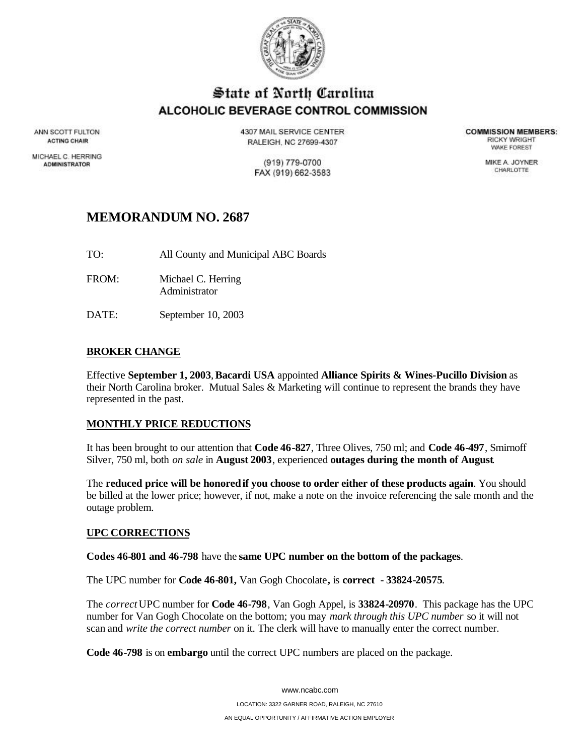# State of North Carolina
## ALCOHOLIC BEVERAGE CONTROL COMMISSION

ANN SCOTT FULTON
ACTING CHAIR

MICHAEL C. HERRING
ADMINISTRATOR

4307 MAIL SERVICE CENTER
RALEIGH, NC 27699-4307

(919) 779-0700
FAX (919) 662-3583

COMMISSION MEMBERS:
RICKY WRIGHT
WAKE FOREST

MIKE A. JOYNER
CHARLOTTE

# MEMORANDUM NO. 2687

TO: All County and Municipal ABC Boards

FROM: Michael C. Herring
Administrator

DATE: September 10, 2003

## BROKER CHANGE

Effective **September 1, 2003**, **Bacardi USA** appointed **Alliance Spirits & Wines-Pucillo Division** as their North Carolina broker. Mutual Sales & Marketing will continue to represent the brands they have represented in the past.

## MONTHLY PRICE REDUCTIONS

It has been brought to our attention that **Code 46-827**, Three Olives, 750 ml; and **Code 46-497**, Smirnoff Silver, 750 ml, both *on sale* in **August 2003**, experienced **outages during the month of August**.

The **reduced price will be honored if you choose to order either of these products again**. You should be billed at the lower price; however, if not, make a note on the invoice referencing the sale month and the outage problem.

## UPC CORRECTIONS

**Codes 46-801 and 46-798** have the **same UPC number on the bottom of the packages**.

The UPC number for **Code 46-801,** Van Gogh Chocolate**,** is **correct - 33824-20575**.

The *correct* UPC number for **Code 46-798**, Van Gogh Appel, is **33824-20970**. This package has the UPC number for Van Gogh Chocolate on the bottom; you may *mark through this UPC number* so it will not scan and *write the correct number* on it. The clerk will have to manually enter the correct number.

**Code 46-798** is on **embargo** until the correct UPC numbers are placed on the package.

www.ncabc.com

LOCATION: 3322 GARNER ROAD, RALEIGH, NC 27610

AN EQUAL OPPORTUNITY / AFFIRMATIVE ACTION EMPLOYER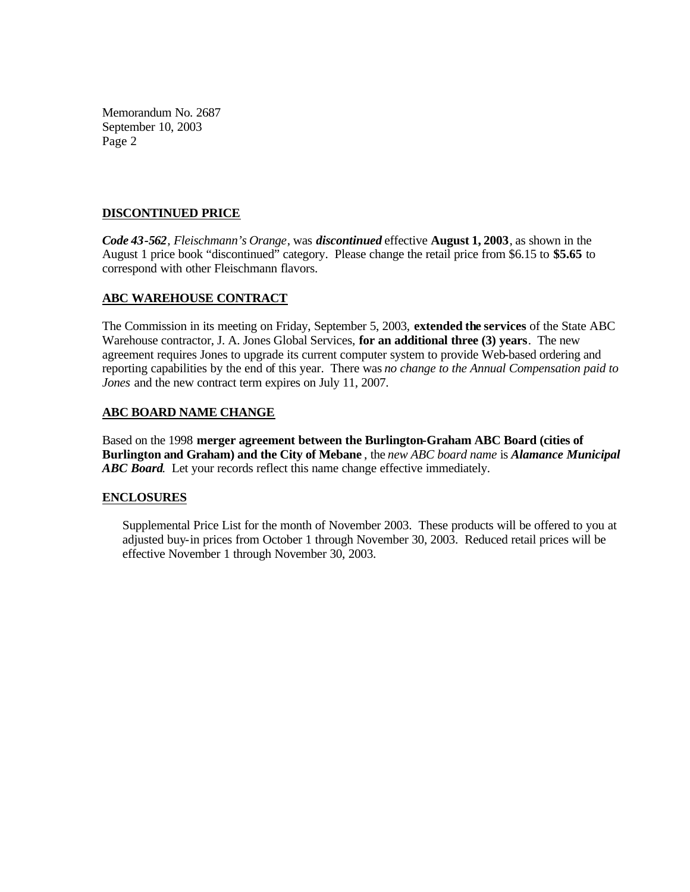## DISCONTINUED PRICE

***Code 43-562***, *Fleischmann's Orange*, was ***discontinued*** effective **August 1, 2003**, as shown in the August 1 price book "discontinued" category. Please change the retail price from $6.15 to **$5.65** to correspond with other Fleischmann flavors.

## ABC WAREHOUSE CONTRACT

The Commission in its meeting on Friday, September 5, 2003, **extended the services** of the State ABC Warehouse contractor, J. A. Jones Global Services, **for an additional three (3) years**. The new agreement requires Jones to upgrade its current computer system to provide Web-based ordering and reporting capabilities by the end of this year. There was *no change to the Annual Compensation paid to Jones* and the new contract term expires on July 11, 2007.

## ABC BOARD NAME CHANGE

Based on the 1998 **merger agreement between the Burlington-Graham ABC Board (cities of Burlington and Graham) and the City of Mebane**, the *new ABC board name* is ***Alamance Municipal ABC Board***. Let your records reflect this name change effective immediately.

## ENCLOSURES

Supplemental Price List for the month of November 2003. These products will be offered to you at adjusted buy-in prices from October 1 through November 30, 2003. Reduced retail prices will be effective November 1 through November 30, 2003.